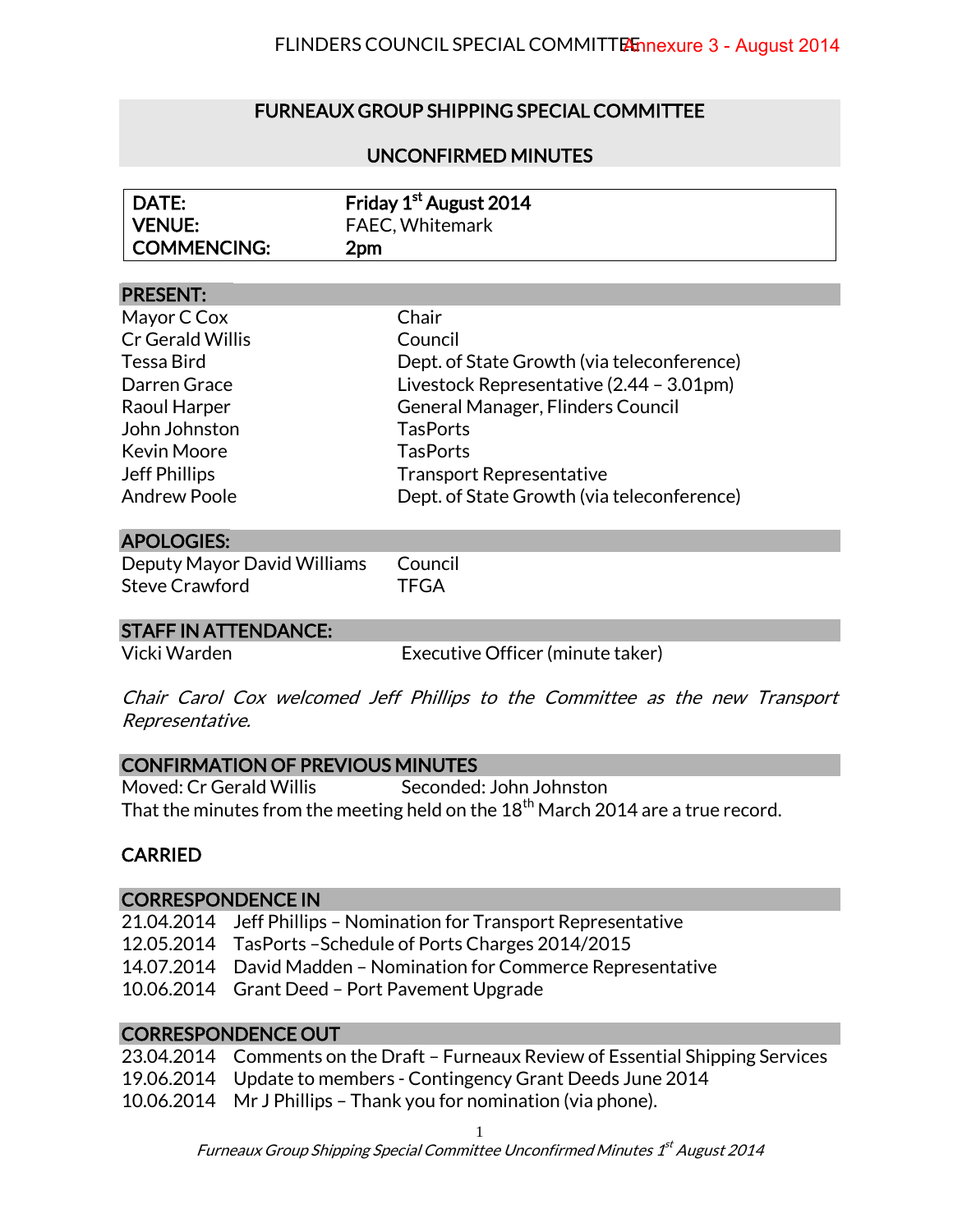# FURNEAUX GROUP SHIPPING SPECIAL COMMITTEE

## UNCONFIRMED MINUTES

| | |
|---|---|
| **DATE:** | **Friday 1st August 2014** |
| **VENUE:** | FAEC, Whitemark |
| **COMMENCING:** | **2pm** |

### PRESENT:

| | |
|---|---|
| Mayor C Cox | Chair |
| Cr Gerald Willis | Council |
| Tessa Bird | Dept. of State Growth (via teleconference) |
| Darren Grace | Livestock Representative (2.44 – 3.01pm) |
| Raoul Harper | General Manager, Flinders Council |
| John Johnston | TasPorts |
| Kevin Moore | TasPorts |
| Jeff Phillips | Transport Representative |
| Andrew Poole | Dept. of State Growth (via teleconference) |

### APOLOGIES:

| | |
|---|---|
| Deputy Mayor David Williams | Council |
| Steve Crawford | TFGA |

### STAFF IN ATTENDANCE:

| | |
|---|---|
| Vicki Warden | Executive Officer (minute taker) |

*Chair Carol Cox welcomed Jeff Phillips to the Committee as the new Transport Representative.*

### CONFIRMATION OF PREVIOUS MINUTES

Moved: Cr Gerald Willis Seconded: John Johnston

That the minutes from the meeting held on the 18th March 2014 are a true record.

**CARRIED**

### CORRESPONDENCE IN

| | |
|---|---|
| 21.04.2014 | Jeff Phillips – Nomination for Transport Representative |
| 12.05.2014 | TasPorts –Schedule of Ports Charges 2014/2015 |
| 14.07.2014 | David Madden – Nomination for Commerce Representative |
| 10.06.2014 | Grant Deed – Port Pavement Upgrade |

### CORRESPONDENCE OUT

| | |
|---|---|
| 23.04.2014 | Comments on the Draft – Furneaux Review of Essential Shipping Services |
| 19.06.2014 | Update to members - Contingency Grant Deeds June 2014 |
| 10.06.2014 | Mr J Phillips – Thank you for nomination (via phone). |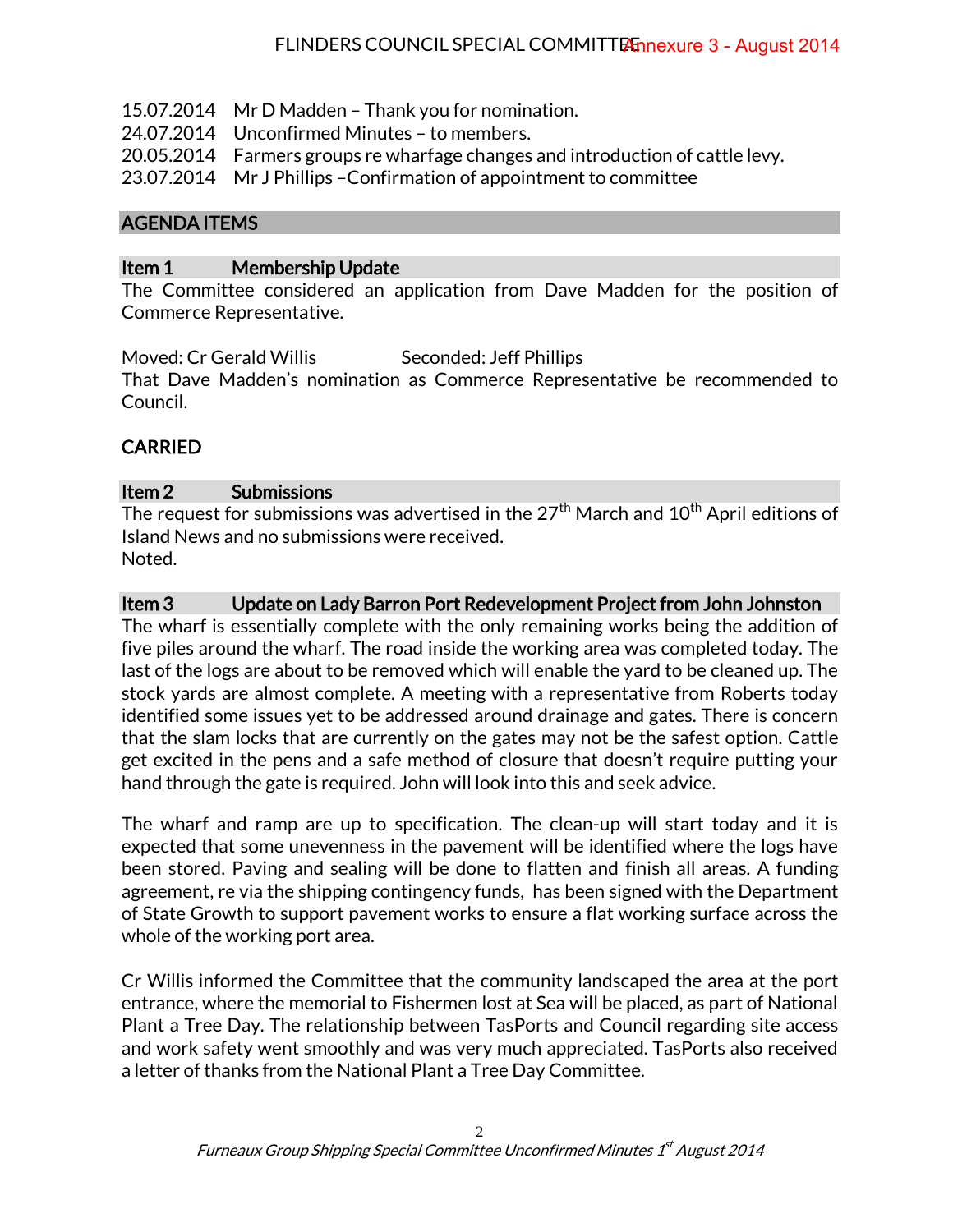15.07.2014 Mr D Madden – Thank you for nomination.
24.07.2014 Unconfirmed Minutes – to members.
20.05.2014 Farmers groups re wharfage changes and introduction of cattle levy.
23.07.2014 Mr J Phillips –Confirmation of appointment to committee

## AGENDA ITEMS

### Item 1 Membership Update

The Committee considered an application from Dave Madden for the position of Commerce Representative.

Moved: Cr Gerald Willis Seconded: Jeff Phillips
That Dave Madden's nomination as Commerce Representative be recommended to Council.

**CARRIED**

### Item 2 Submissions

The request for submissions was advertised in the 27th March and 10th April editions of Island News and no submissions were received.
Noted.

### Item 3 Update on Lady Barron Port Redevelopment Project from John Johnston

The wharf is essentially complete with the only remaining works being the addition of five piles around the wharf. The road inside the working area was completed today. The last of the logs are about to be removed which will enable the yard to be cleaned up. The stock yards are almost complete. A meeting with a representative from Roberts today identified some issues yet to be addressed around drainage and gates. There is concern that the slam locks that are currently on the gates may not be the safest option. Cattle get excited in the pens and a safe method of closure that doesn't require putting your hand through the gate is required. John will look into this and seek advice.

The wharf and ramp are up to specification. The clean-up will start today and it is expected that some unevenness in the pavement will be identified where the logs have been stored. Paving and sealing will be done to flatten and finish all areas. A funding agreement, re via the shipping contingency funds, has been signed with the Department of State Growth to support pavement works to ensure a flat working surface across the whole of the working port area.

Cr Willis informed the Committee that the community landscaped the area at the port entrance, where the memorial to Fishermen lost at Sea will be placed, as part of National Plant a Tree Day. The relationship between TasPorts and Council regarding site access and work safety went smoothly and was very much appreciated. TasPorts also received a letter of thanks from the National Plant a Tree Day Committee.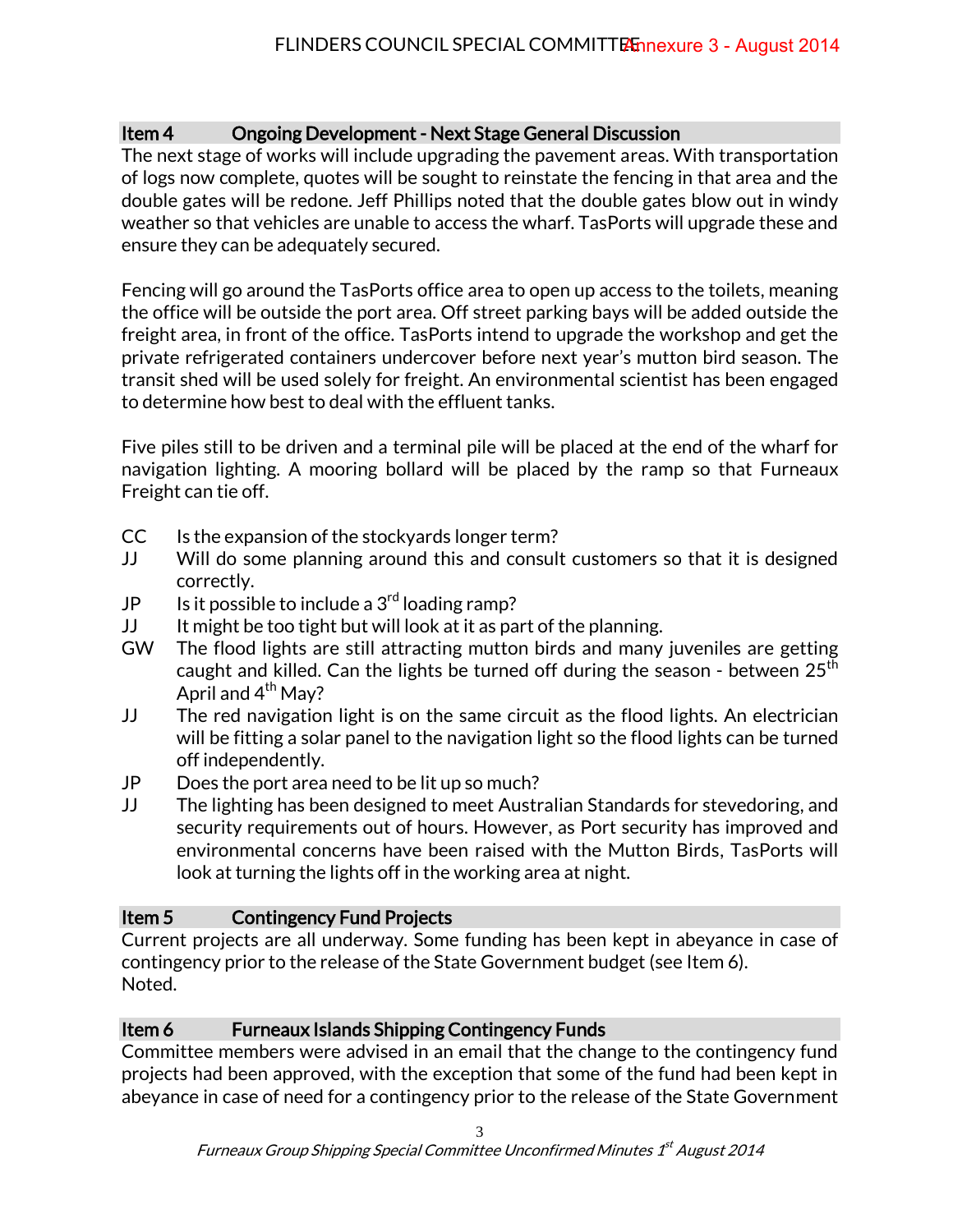## Item 4 Ongoing Development - Next Stage General Discussion

The next stage of works will include upgrading the pavement areas. With transportation of logs now complete, quotes will be sought to reinstate the fencing in that area and the double gates will be redone. Jeff Phillips noted that the double gates blow out in windy weather so that vehicles are unable to access the wharf. TasPorts will upgrade these and ensure they can be adequately secured.

Fencing will go around the TasPorts office area to open up access to the toilets, meaning the office will be outside the port area. Off street parking bays will be added outside the freight area, in front of the office. TasPorts intend to upgrade the workshop and get the private refrigerated containers undercover before next year's mutton bird season. The transit shed will be used solely for freight. An environmental scientist has been engaged to determine how best to deal with the effluent tanks.

Five piles still to be driven and a terminal pile will be placed at the end of the wharf for navigation lighting. A mooring bollard will be placed by the ramp so that Furneaux Freight can tie off.

CC Is the expansion of the stockyards longer term?

JJ Will do some planning around this and consult customers so that it is designed correctly.

JP Is it possible to include a 3rd loading ramp?

JJ It might be too tight but will look at it as part of the planning.

GW The flood lights are still attracting mutton birds and many juveniles are getting caught and killed. Can the lights be turned off during the season - between 25th April and 4th May?

JJ The red navigation light is on the same circuit as the flood lights. An electrician will be fitting a solar panel to the navigation light so the flood lights can be turned off independently.

JP Does the port area need to be lit up so much?

JJ The lighting has been designed to meet Australian Standards for stevedoring, and security requirements out of hours. However, as Port security has improved and environmental concerns have been raised with the Mutton Birds, TasPorts will look at turning the lights off in the working area at night.

## Item 5 Contingency Fund Projects

Current projects are all underway. Some funding has been kept in abeyance in case of contingency prior to the release of the State Government budget (see Item 6).
Noted.

## Item 6 Furneaux Islands Shipping Contingency Funds

Committee members were advised in an email that the change to the contingency fund projects had been approved, with the exception that some of the fund had been kept in abeyance in case of need for a contingency prior to the release of the State Government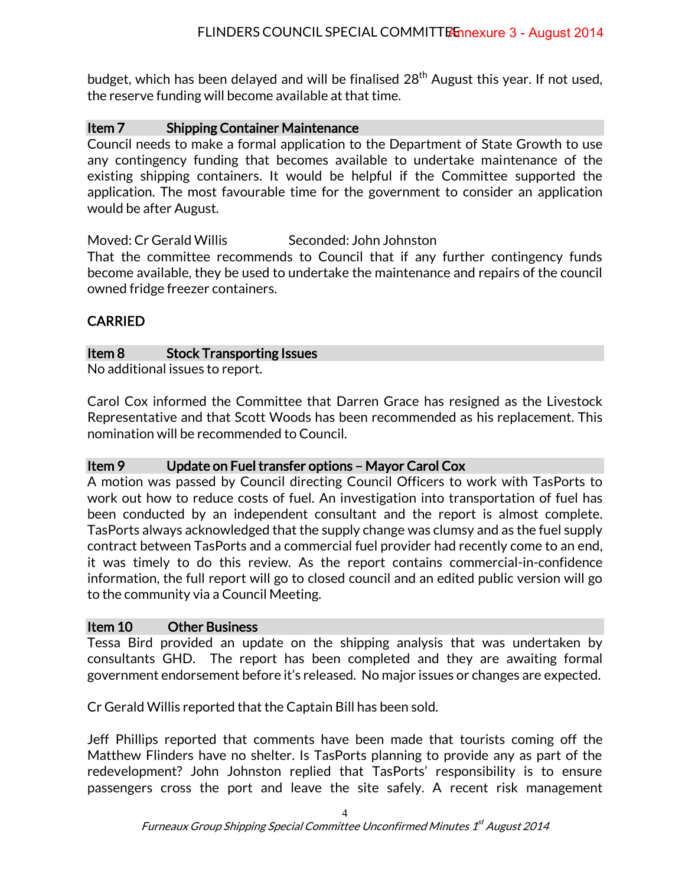budget, which has been delayed and will be finalised 28th August this year. If not used, the reserve funding will become available at that time.

**Item 7 Shipping Container Maintenance**

Council needs to make a formal application to the Department of State Growth to use any contingency funding that becomes available to undertake maintenance of the existing shipping containers. It would be helpful if the Committee supported the application. The most favourable time for the government to consider an application would be after August.

Moved: Cr Gerald Willis Seconded: John Johnston

That the committee recommends to Council that if any further contingency funds become available, they be used to undertake the maintenance and repairs of the council owned fridge freezer containers.

**CARRIED**

**Item 8 Stock Transporting Issues**

No additional issues to report.

Carol Cox informed the Committee that Darren Grace has resigned as the Livestock Representative and that Scott Woods has been recommended as his replacement. This nomination will be recommended to Council.

**Item 9 Update on Fuel transfer options – Mayor Carol Cox**

A motion was passed by Council directing Council Officers to work with TasPorts to work out how to reduce costs of fuel. An investigation into transportation of fuel has been conducted by an independent consultant and the report is almost complete. TasPorts always acknowledged that the supply change was clumsy and as the fuel supply contract between TasPorts and a commercial fuel provider had recently come to an end, it was timely to do this review. As the report contains commercial-in-confidence information, the full report will go to closed council and an edited public version will go to the community via a Council Meeting.

**Item 10 Other Business**

Tessa Bird provided an update on the shipping analysis that was undertaken by consultants GHD. The report has been completed and they are awaiting formal government endorsement before it's released. No major issues or changes are expected.

Cr Gerald Willis reported that the Captain Bill has been sold.

Jeff Phillips reported that comments have been made that tourists coming off the Matthew Flinders have no shelter. Is TasPorts planning to provide any as part of the redevelopment? John Johnston replied that TasPorts' responsibility is to ensure passengers cross the port and leave the site safely. A recent risk management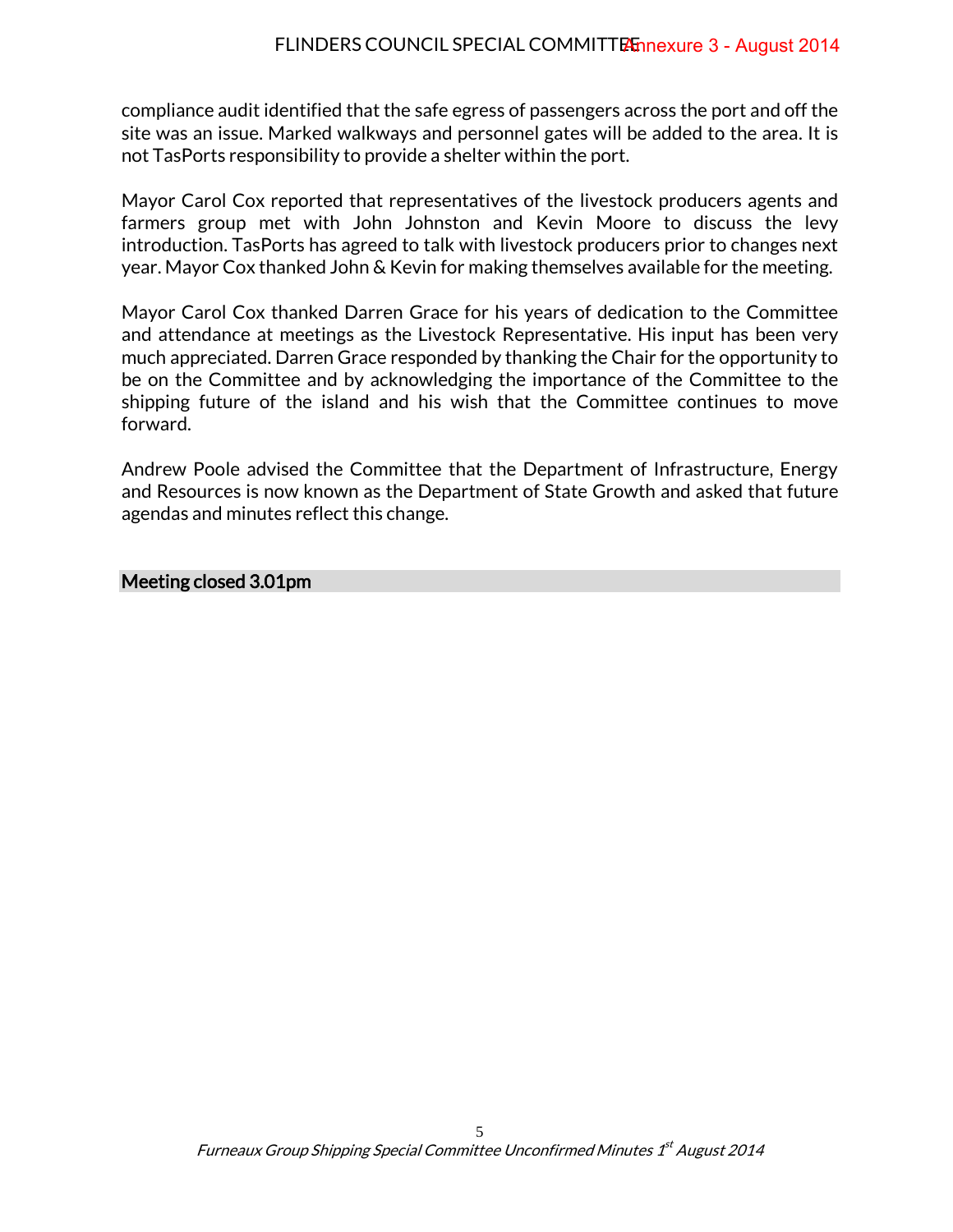compliance audit identified that the safe egress of passengers across the port and off the site was an issue. Marked walkways and personnel gates will be added to the area. It is not TasPorts responsibility to provide a shelter within the port.

Mayor Carol Cox reported that representatives of the livestock producers agents and farmers group met with John Johnston and Kevin Moore to discuss the levy introduction. TasPorts has agreed to talk with livestock producers prior to changes next year. Mayor Cox thanked John & Kevin for making themselves available for the meeting.

Mayor Carol Cox thanked Darren Grace for his years of dedication to the Committee and attendance at meetings as the Livestock Representative. His input has been very much appreciated. Darren Grace responded by thanking the Chair for the opportunity to be on the Committee and by acknowledging the importance of the Committee to the shipping future of the island and his wish that the Committee continues to move forward.

Andrew Poole advised the Committee that the Department of Infrastructure, Energy and Resources is now known as the Department of State Growth and asked that future agendas and minutes reflect this change.

**Meeting closed 3.01pm**